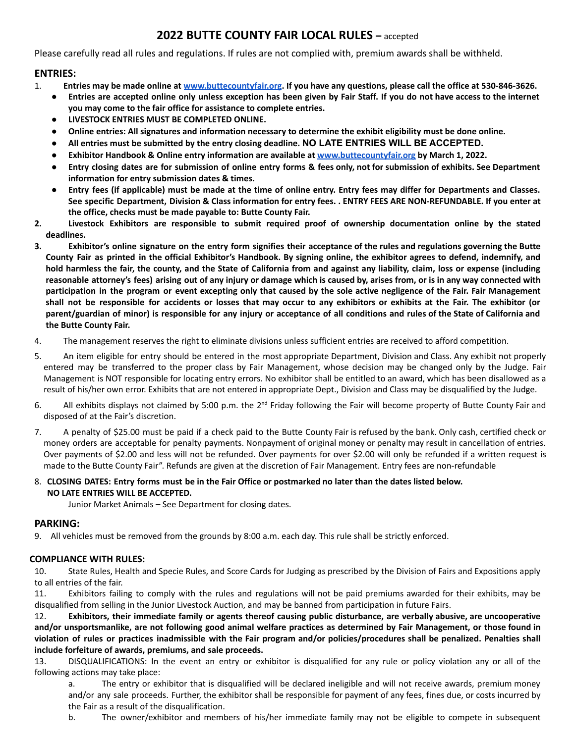# 2022 BUTTE COUNTY FAIR LOCAL RULES – accepted

Please carefully read all rules and regulations. If rules are not complied with, premium awards shall be withheld.

## ENTRIES:

1. **Entries may be made online at www.buttecountyfair.org. If you have any questions, please call the office at 530-846-3626.**
   - **Entries are accepted online only unless exception has been given by Fair Staff. If you do not have access to the internet you may come to the fair office for assistance to complete entries.**
   - **LIVESTOCK ENTRIES MUST BE COMPLETED ONLINE.**
   - **Online entries: All signatures and information necessary to determine the exhibit eligibility must be done online.**
   - **All entries must be submitted by the entry closing deadline. NO LATE ENTRIES WILL BE ACCEPTED.**
   - **Exhibitor Handbook & Online entry information are available at www.buttecountyfair.org by March 1, 2022.**
   - **Entry closing dates are for submission of online entry forms & fees only, not for submission of exhibits. See Department information for entry submission dates & times.**
   - **Entry fees (if applicable) must be made at the time of online entry. Entry fees may differ for Departments and Classes. See specific Department, Division & Class information for entry fees. . ENTRY FEES ARE NON-REFUNDABLE. If you enter at the office, checks must be made payable to: Butte County Fair.**
2. **Livestock Exhibitors are responsible to submit required proof of ownership documentation online by the stated deadlines.**
3. **Exhibitor's online signature on the entry form signifies their acceptance of the rules and regulations governing the Butte County Fair as printed in the official Exhibitor's Handbook. By signing online, the exhibitor agrees to defend, indemnify, and hold harmless the fair, the county, and the State of California from and against any liability, claim, loss or expense (including reasonable attorney's fees) arising out of any injury or damage which is caused by, arises from, or is in any way connected with participation in the program or event excepting only that caused by the sole active negligence of the Fair. Fair Management shall not be responsible for accidents or losses that may occur to any exhibitors or exhibits at the Fair. The exhibitor (or parent/guardian of minor) is responsible for any injury or acceptance of all conditions and rules of the State of California and the Butte County Fair.**
4. The management reserves the right to eliminate divisions unless sufficient entries are received to afford competition.
5. An item eligible for entry should be entered in the most appropriate Department, Division and Class. Any exhibit not properly entered may be transferred to the proper class by Fair Management, whose decision may be changed only by the Judge. Fair Management is NOT responsible for locating entry errors. No exhibitor shall be entitled to an award, which has been disallowed as a result of his/her own error. Exhibits that are not entered in appropriate Dept., Division and Class may be disqualified by the Judge.
6. All exhibits displays not claimed by 5:00 p.m. the 2nd Friday following the Fair will become property of Butte County Fair and disposed of at the Fair's discretion.
7. A penalty of $25.00 must be paid if a check paid to the Butte County Fair is refused by the bank. Only cash, certified check or money orders are acceptable for penalty payments. Nonpayment of original money or penalty may result in cancellation of entries. Over payments of $2.00 and less will not be refunded. Over payments for over $2.00 will only be refunded if a written request is made to the Butte County Fair". Refunds are given at the discretion of Fair Management. Entry fees are non-refundable
8. **CLOSING DATES: Entry forms must be in the Fair Office or postmarked no later than the dates listed below. NO LATE ENTRIES WILL BE ACCEPTED.**

   Junior Market Animals – See Department for closing dates.

## PARKING:

9. All vehicles must be removed from the grounds by 8:00 a.m. each day. This rule shall be strictly enforced.

## COMPLIANCE WITH RULES:

10. State Rules, Health and Specie Rules, and Score Cards for Judging as prescribed by the Division of Fairs and Expositions apply to all entries of the fair.
11. Exhibitors failing to comply with the rules and regulations will not be paid premiums awarded for their exhibits, may be disqualified from selling in the Junior Livestock Auction, and may be banned from participation in future Fairs.
12. **Exhibitors, their immediate family or agents thereof causing public disturbance, are verbally abusive, are uncooperative and/or unsportsmanlike, are not following good animal welfare practices as determined by Fair Management, or those found in violation of rules or practices inadmissible with the Fair program and/or policies/procedures shall be penalized. Penalties shall include forfeiture of awards, premiums, and sale proceeds.**
13. DISQUALIFICATIONS: In the event an entry or exhibitor is disqualified for any rule or policy violation any or all of the following actions may take place:

    a. The entry or exhibitor that is disqualified will be declared ineligible and will not receive awards, premium money and/or any sale proceeds. Further, the exhibitor shall be responsible for payment of any fees, fines due, or costs incurred by the Fair as a result of the disqualification.

    b. The owner/exhibitor and members of his/her immediate family may not be eligible to compete in subsequent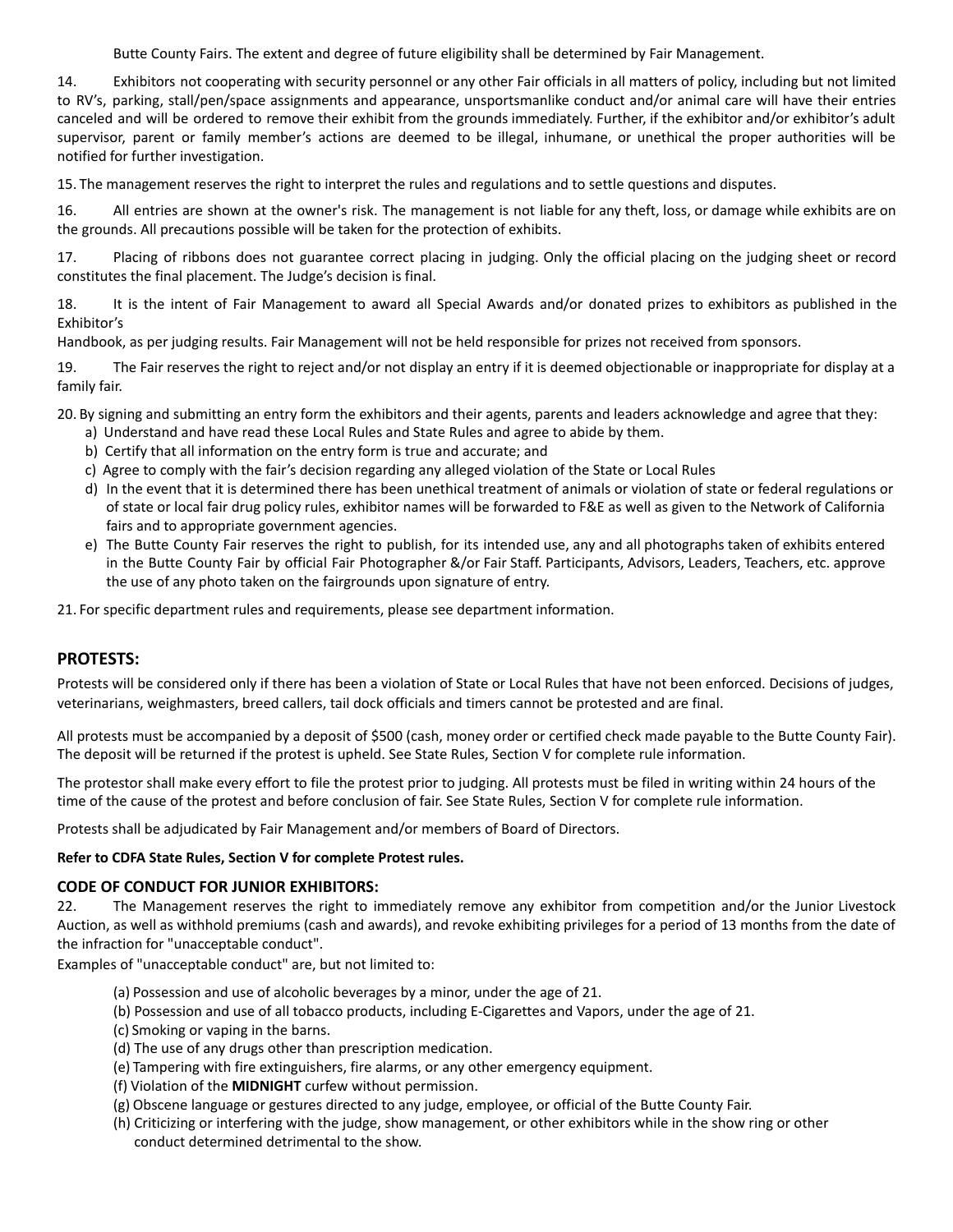Butte County Fairs. The extent and degree of future eligibility shall be determined by Fair Management.

14. Exhibitors not cooperating with security personnel or any other Fair officials in all matters of policy, including but not limited to RV's, parking, stall/pen/space assignments and appearance, unsportsmanlike conduct and/or animal care will have their entries canceled and will be ordered to remove their exhibit from the grounds immediately. Further, if the exhibitor and/or exhibitor's adult supervisor, parent or family member's actions are deemed to be illegal, inhumane, or unethical the proper authorities will be notified for further investigation.

15. The management reserves the right to interpret the rules and regulations and to settle questions and disputes.

16. All entries are shown at the owner's risk. The management is not liable for any theft, loss, or damage while exhibits are on the grounds. All precautions possible will be taken for the protection of exhibits.

17. Placing of ribbons does not guarantee correct placing in judging. Only the official placing on the judging sheet or record constitutes the final placement. The Judge's decision is final.

18. It is the intent of Fair Management to award all Special Awards and/or donated prizes to exhibitors as published in the Exhibitor's Handbook, as per judging results. Fair Management will not be held responsible for prizes not received from sponsors.

19. The Fair reserves the right to reject and/or not display an entry if it is deemed objectionable or inappropriate for display at a family fair.

20. By signing and submitting an entry form the exhibitors and their agents, parents and leaders acknowledge and agree that they:

a) Understand and have read these Local Rules and State Rules and agree to abide by them.
b) Certify that all information on the entry form is true and accurate; and
c) Agree to comply with the fair's decision regarding any alleged violation of the State or Local Rules
d) In the event that it is determined there has been unethical treatment of animals or violation of state or federal regulations or of state or local fair drug policy rules, exhibitor names will be forwarded to F&E as well as given to the Network of California fairs and to appropriate government agencies.
e) The Butte County Fair reserves the right to publish, for its intended use, any and all photographs taken of exhibits entered in the Butte County Fair by official Fair Photographer &/or Fair Staff. Participants, Advisors, Leaders, Teachers, etc. approve the use of any photo taken on the fairgrounds upon signature of entry.

21. For specific department rules and requirements, please see department information.

## PROTESTS:

Protests will be considered only if there has been a violation of State or Local Rules that have not been enforced. Decisions of judges, veterinarians, weighmasters, breed callers, tail dock officials and timers cannot be protested and are final.

All protests must be accompanied by a deposit of $500 (cash, money order or certified check made payable to the Butte County Fair). The deposit will be returned if the protest is upheld. See State Rules, Section V for complete rule information.

The protestor shall make every effort to file the protest prior to judging. All protests must be filed in writing within 24 hours of the time of the cause of the protest and before conclusion of fair. See State Rules, Section V for complete rule information.

Protests shall be adjudicated by Fair Management and/or members of Board of Directors.

**Refer to CDFA State Rules, Section V for complete Protest rules.**

### CODE OF CONDUCT FOR JUNIOR EXHIBITORS:

22. The Management reserves the right to immediately remove any exhibitor from competition and/or the Junior Livestock Auction, as well as withhold premiums (cash and awards), and revoke exhibiting privileges for a period of 13 months from the date of the infraction for "unacceptable conduct".

Examples of "unacceptable conduct" are, but not limited to:

(a) Possession and use of alcoholic beverages by a minor, under the age of 21.
(b) Possession and use of all tobacco products, including E-Cigarettes and Vapors, under the age of 21.
(c) Smoking or vaping in the barns.
(d) The use of any drugs other than prescription medication.
(e) Tampering with fire extinguishers, fire alarms, or any other emergency equipment.
(f) Violation of the **MIDNIGHT** curfew without permission.
(g) Obscene language or gestures directed to any judge, employee, or official of the Butte County Fair.
(h) Criticizing or interfering with the judge, show management, or other exhibitors while in the show ring or other conduct determined detrimental to the show.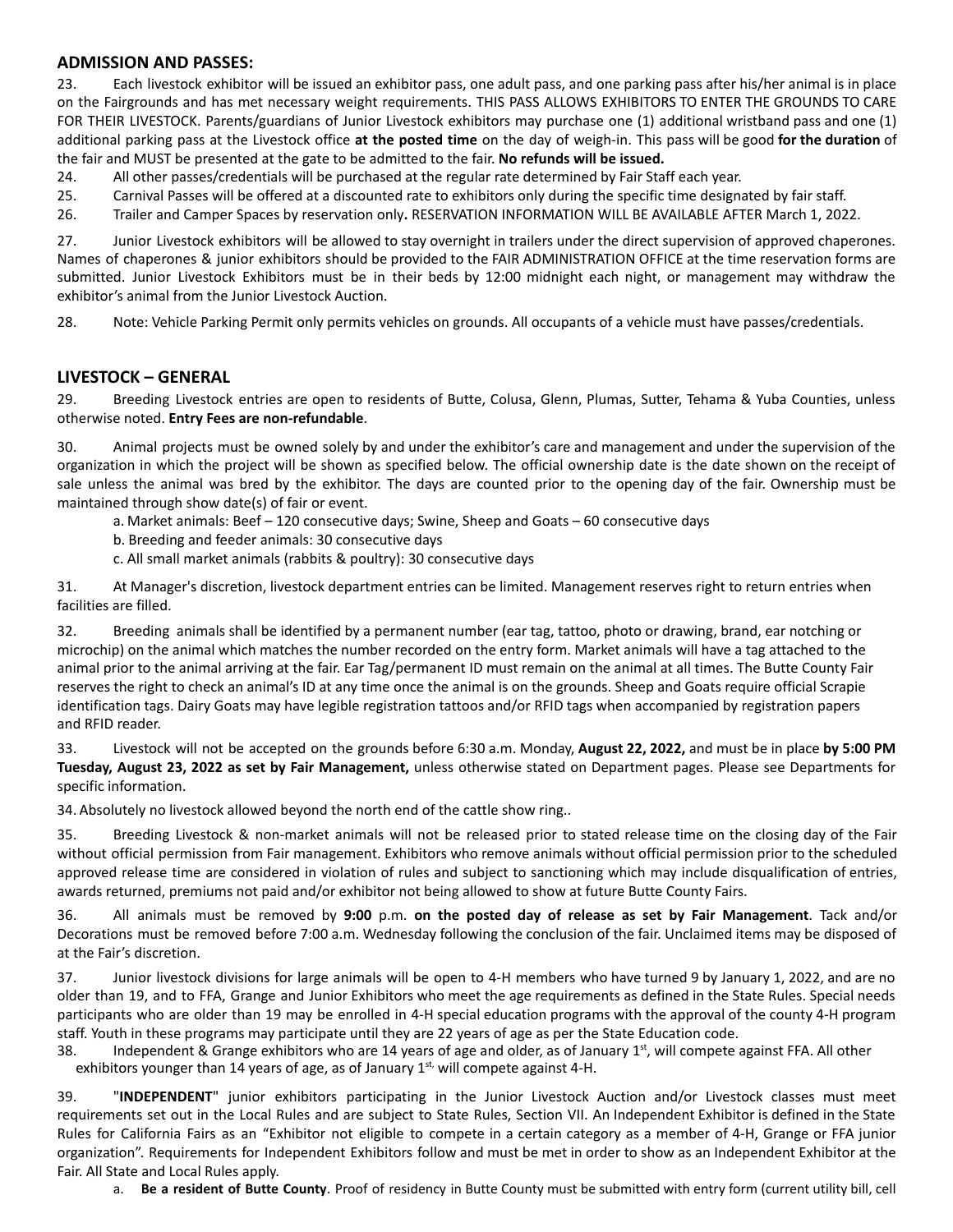## ADMISSION AND PASSES:

23. Each livestock exhibitor will be issued an exhibitor pass, one adult pass, and one parking pass after his/her animal is in place on the Fairgrounds and has met necessary weight requirements. THIS PASS ALLOWS EXHIBITORS TO ENTER THE GROUNDS TO CARE FOR THEIR LIVESTOCK. Parents/guardians of Junior Livestock exhibitors may purchase one (1) additional wristband pass and one (1) additional parking pass at the Livestock office **at the posted time** on the day of weigh-in. This pass will be good **for the duration** of the fair and MUST be presented at the gate to be admitted to the fair. **No refunds will be issued.**

24. All other passes/credentials will be purchased at the regular rate determined by Fair Staff each year.

25. Carnival Passes will be offered at a discounted rate to exhibitors only during the specific time designated by fair staff.

26. Trailer and Camper Spaces by reservation only**.** RESERVATION INFORMATION WILL BE AVAILABLE AFTER March 1, 2022.

27. Junior Livestock exhibitors will be allowed to stay overnight in trailers under the direct supervision of approved chaperones. Names of chaperones & junior exhibitors should be provided to the FAIR ADMINISTRATION OFFICE at the time reservation forms are submitted. Junior Livestock Exhibitors must be in their beds by 12:00 midnight each night, or management may withdraw the exhibitor's animal from the Junior Livestock Auction.

28. Note: Vehicle Parking Permit only permits vehicles on grounds. All occupants of a vehicle must have passes/credentials.

## LIVESTOCK – GENERAL

29. Breeding Livestock entries are open to residents of Butte, Colusa, Glenn, Plumas, Sutter, Tehama & Yuba Counties, unless otherwise noted. **Entry Fees are non-refundable**.

30. Animal projects must be owned solely by and under the exhibitor's care and management and under the supervision of the organization in which the project will be shown as specified below. The official ownership date is the date shown on the receipt of sale unless the animal was bred by the exhibitor. The days are counted prior to the opening day of the fair. Ownership must be maintained through show date(s) of fair or event.

   a. Market animals: Beef – 120 consecutive days; Swine, Sheep and Goats – 60 consecutive days

   b. Breeding and feeder animals: 30 consecutive days

   c. All small market animals (rabbits & poultry): 30 consecutive days

31. At Manager's discretion, livestock department entries can be limited. Management reserves right to return entries when facilities are filled.

32. Breeding animals shall be identified by a permanent number (ear tag, tattoo, photo or drawing, brand, ear notching or microchip) on the animal which matches the number recorded on the entry form. Market animals will have a tag attached to the animal prior to the animal arriving at the fair. Ear Tag/permanent ID must remain on the animal at all times. The Butte County Fair reserves the right to check an animal's ID at any time once the animal is on the grounds. Sheep and Goats require official Scrapie identification tags. Dairy Goats may have legible registration tattoos and/or RFID tags when accompanied by registration papers and RFID reader.

33. Livestock will not be accepted on the grounds before 6:30 a.m. Monday, **August 22, 2022,** and must be in place **by 5:00 PM Tuesday, August 23, 2022 as set by Fair Management,** unless otherwise stated on Department pages. Please see Departments for specific information.

34. Absolutely no livestock allowed beyond the north end of the cattle show ring..

35. Breeding Livestock & non-market animals will not be released prior to stated release time on the closing day of the Fair without official permission from Fair management. Exhibitors who remove animals without official permission prior to the scheduled approved release time are considered in violation of rules and subject to sanctioning which may include disqualification of entries, awards returned, premiums not paid and/or exhibitor not being allowed to show at future Butte County Fairs.

36. All animals must be removed by **9:00** p.m. **on the posted day of release as set by Fair Management**. Tack and/or Decorations must be removed before 7:00 a.m. Wednesday following the conclusion of the fair. Unclaimed items may be disposed of at the Fair's discretion.

37. Junior livestock divisions for large animals will be open to 4-H members who have turned 9 by January 1, 2022, and are no older than 19, and to FFA, Grange and Junior Exhibitors who meet the age requirements as defined in the State Rules. Special needs participants who are older than 19 may be enrolled in 4-H special education programs with the approval of the county 4-H program staff. Youth in these programs may participate until they are 22 years of age as per the State Education code.

38. Independent & Grange exhibitors who are 14 years of age and older, as of January 1st, will compete against FFA. All other exhibitors younger than 14 years of age, as of January 1st, will compete against 4-H.

39. "**INDEPENDENT**" junior exhibitors participating in the Junior Livestock Auction and/or Livestock classes must meet requirements set out in the Local Rules and are subject to State Rules, Section VII. An Independent Exhibitor is defined in the State Rules for California Fairs as an "Exhibitor not eligible to compete in a certain category as a member of 4-H, Grange or FFA junior organization". Requirements for Independent Exhibitors follow and must be met in order to show as an Independent Exhibitor at the Fair. All State and Local Rules apply.

   a. **Be a resident of Butte County**. Proof of residency in Butte County must be submitted with entry form (current utility bill, cell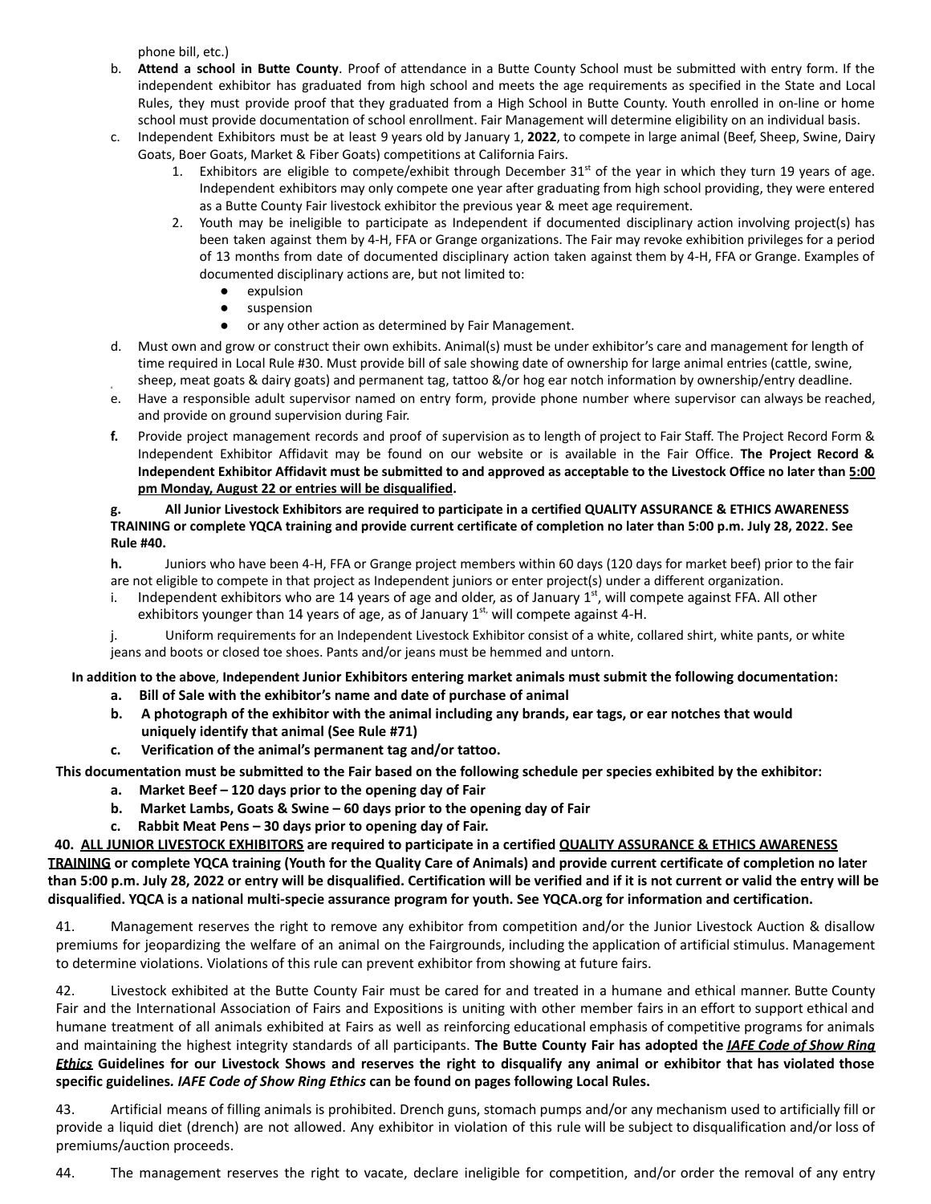phone bill, etc.)

b. **Attend a school in Butte County**. Proof of attendance in a Butte County School must be submitted with entry form. If the independent exhibitor has graduated from high school and meets the age requirements as specified in the State and Local Rules, they must provide proof that they graduated from a High School in Butte County. Youth enrolled in on-line or home school must provide documentation of school enrollment. Fair Management will determine eligibility on an individual basis.

c. Independent Exhibitors must be at least 9 years old by January 1, **2022**, to compete in large animal (Beef, Sheep, Swine, Dairy Goats, Boer Goats, Market & Fiber Goats) competitions at California Fairs.

   1. Exhibitors are eligible to compete/exhibit through December 31st of the year in which they turn 19 years of age. Independent exhibitors may only compete one year after graduating from high school providing, they were entered as a Butte County Fair livestock exhibitor the previous year & meet age requirement.
   2. Youth may be ineligible to participate as Independent if documented disciplinary action involving project(s) has been taken against them by 4-H, FFA or Grange organizations. The Fair may revoke exhibition privileges for a period of 13 months from date of documented disciplinary action taken against them by 4-H, FFA or Grange. Examples of documented disciplinary actions are, but not limited to:
      - expulsion
      - suspension
      - or any other action as determined by Fair Management.

d. Must own and grow or construct their own exhibits. Animal(s) must be under exhibitor's care and management for length of time required in Local Rule #30. Must provide bill of sale showing date of ownership for large animal entries (cattle, swine, sheep, meat goats & dairy goats) and permanent tag, tattoo &/or hog ear notch information by ownership/entry deadline.

e. Have a responsible adult supervisor named on entry form, provide phone number where supervisor can always be reached, and provide on ground supervision during Fair.

**f.** Provide project management records and proof of supervision as to length of project to Fair Staff. The Project Record Form & Independent Exhibitor Affidavit may be found on our website or is available in the Fair Office. **The Project Record & Independent Exhibitor Affidavit must be submitted to and approved as acceptable to the Livestock Office no later than 5:00 pm Monday, August 22 or entries will be disqualified.**

**g. All Junior Livestock Exhibitors are required to participate in a certified QUALITY ASSURANCE & ETHICS AWARENESS TRAINING or complete YQCA training and provide current certificate of completion no later than 5:00 p.m. July 28, 2022. See Rule #40.**

**h.** Juniors who have been 4-H, FFA or Grange project members within 60 days (120 days for market beef) prior to the fair are not eligible to compete in that project as Independent juniors or enter project(s) under a different organization.

i. Independent exhibitors who are 14 years of age and older, as of January 1st, will compete against FFA. All other exhibitors younger than 14 years of age, as of January 1st, will compete against 4-H.

j. Uniform requirements for an Independent Livestock Exhibitor consist of a white, collared shirt, white pants, or white jeans and boots or closed toe shoes. Pants and/or jeans must be hemmed and untorn.

**In addition to the above**, **Independent Junior Exhibitors entering market animals must submit the following documentation:**

**a. Bill of Sale with the exhibitor's name and date of purchase of animal**
**b. A photograph of the exhibitor with the animal including any brands, ear tags, or ear notches that would uniquely identify that animal (See Rule #71)**
**c. Verification of the animal's permanent tag and/or tattoo.**

**This documentation must be submitted to the Fair based on the following schedule per species exhibited by the exhibitor:**

**a. Market Beef – 120 days prior to the opening day of Fair**
**b. Market Lambs, Goats & Swine – 60 days prior to the opening day of Fair**
**c. Rabbit Meat Pens – 30 days prior to opening day of Fair.**

**40. ALL JUNIOR LIVESTOCK EXHIBITORS are required to participate in a certified QUALITY ASSURANCE & ETHICS AWARENESS TRAINING or complete YQCA training (Youth for the Quality Care of Animals) and provide current certificate of completion no later than 5:00 p.m. July 28, 2022 or entry will be disqualified. Certification will be verified and if it is not current or valid the entry will be disqualified. YQCA is a national multi-specie assurance program for youth. See YQCA.org for information and certification.**

41. Management reserves the right to remove any exhibitor from competition and/or the Junior Livestock Auction & disallow premiums for jeopardizing the welfare of an animal on the Fairgrounds, including the application of artificial stimulus. Management to determine violations. Violations of this rule can prevent exhibitor from showing at future fairs.

42. Livestock exhibited at the Butte County Fair must be cared for and treated in a humane and ethical manner. Butte County Fair and the International Association of Fairs and Expositions is uniting with other member fairs in an effort to support ethical and humane treatment of all animals exhibited at Fairs as well as reinforcing educational emphasis of competitive programs for animals and maintaining the highest integrity standards of all participants. **The Butte County Fair has adopted the *IAFE Code of Show Ring Ethics* Guidelines for our Livestock Shows and reserves the right to disqualify any animal or exhibitor that has violated those specific guidelines. *IAFE Code of Show Ring Ethics* can be found on pages following Local Rules.**

43. Artificial means of filling animals is prohibited. Drench guns, stomach pumps and/or any mechanism used to artificially fill or provide a liquid diet (drench) are not allowed. Any exhibitor in violation of this rule will be subject to disqualification and/or loss of premiums/auction proceeds.

44. The management reserves the right to vacate, declare ineligible for competition, and/or order the removal of any entry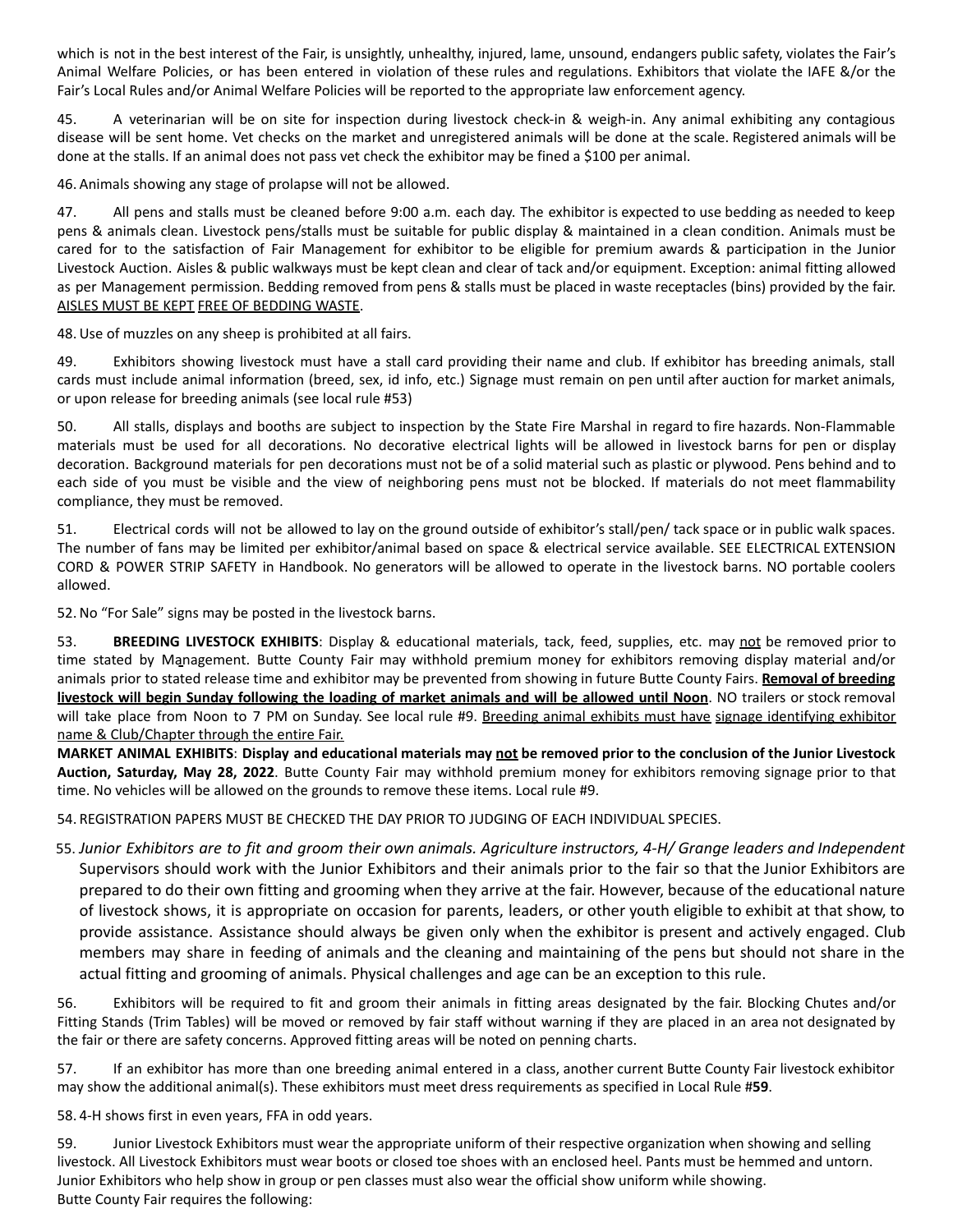which is not in the best interest of the Fair, is unsightly, unhealthy, injured, lame, unsound, endangers public safety, violates the Fair's Animal Welfare Policies, or has been entered in violation of these rules and regulations. Exhibitors that violate the IAFE &/or the Fair's Local Rules and/or Animal Welfare Policies will be reported to the appropriate law enforcement agency.

45. A veterinarian will be on site for inspection during livestock check-in & weigh-in. Any animal exhibiting any contagious disease will be sent home. Vet checks on the market and unregistered animals will be done at the scale. Registered animals will be done at the stalls. If an animal does not pass vet check the exhibitor may be fined a $100 per animal.

46. Animals showing any stage of prolapse will not be allowed.

47. All pens and stalls must be cleaned before 9:00 a.m. each day. The exhibitor is expected to use bedding as needed to keep pens & animals clean. Livestock pens/stalls must be suitable for public display & maintained in a clean condition. Animals must be cared for to the satisfaction of Fair Management for exhibitor to be eligible for premium awards & participation in the Junior Livestock Auction. Aisles & public walkways must be kept clean and clear of tack and/or equipment. Exception: animal fitting allowed as per Management permission. Bedding removed from pens & stalls must be placed in waste receptacles (bins) provided by the fair. <u>AISLES MUST BE KEPT FREE OF BEDDING WASTE</u>.

48. Use of muzzles on any sheep is prohibited at all fairs.

49. Exhibitors showing livestock must have a stall card providing their name and club. If exhibitor has breeding animals, stall cards must include animal information (breed, sex, id info, etc.) Signage must remain on pen until after auction for market animals, or upon release for breeding animals (see local rule #53)

50. All stalls, displays and booths are subject to inspection by the State Fire Marshal in regard to fire hazards. Non-Flammable materials must be used for all decorations. No decorative electrical lights will be allowed in livestock barns for pen or display decoration. Background materials for pen decorations must not be of a solid material such as plastic or plywood. Pens behind and to each side of you must be visible and the view of neighboring pens must not be blocked. If materials do not meet flammability compliance, they must be removed.

51. Electrical cords will not be allowed to lay on the ground outside of exhibitor's stall/pen/ tack space or in public walk spaces. The number of fans may be limited per exhibitor/animal based on space & electrical service available. SEE ELECTRICAL EXTENSION CORD & POWER STRIP SAFETY in Handbook. No generators will be allowed to operate in the livestock barns. NO portable coolers allowed.

52. No "For Sale" signs may be posted in the livestock barns.

53. **BREEDING LIVESTOCK EXHIBITS**: Display & educational materials, tack, feed, supplies, etc. may <u>not</u> be removed prior to time stated by Management. Butte County Fair may withhold premium money for exhibitors removing display material and/or animals prior to stated release time and exhibitor may be prevented from showing in future Butte County Fairs. **<u>Removal of breeding livestock will begin Sunday following the loading of market animals and will be allowed until Noon</u>**. NO trailers or stock removal will take place from Noon to 7 PM on Sunday. See local rule #9. <u>Breeding animal exhibits must have signage identifying exhibitor name & Club/Chapter through the entire Fair.</u>

**MARKET ANIMAL EXHIBITS**: **Display and educational materials may <u>not</u> be removed prior to the conclusion of the Junior Livestock Auction, Saturday, May 28, 2022**. Butte County Fair may withhold premium money for exhibitors removing signage prior to that time. No vehicles will be allowed on the grounds to remove these items. Local rule #9.

54. REGISTRATION PAPERS MUST BE CHECKED THE DAY PRIOR TO JUDGING OF EACH INDIVIDUAL SPECIES.

55. *Junior Exhibitors are to fit and groom their own animals. Agriculture instructors, 4-H/ Grange leaders and Independent* Supervisors should work with the Junior Exhibitors and their animals prior to the fair so that the Junior Exhibitors are prepared to do their own fitting and grooming when they arrive at the fair. However, because of the educational nature of livestock shows, it is appropriate on occasion for parents, leaders, or other youth eligible to exhibit at that show, to provide assistance. Assistance should always be given only when the exhibitor is present and actively engaged. Club members may share in feeding of animals and the cleaning and maintaining of the pens but should not share in the actual fitting and grooming of animals. Physical challenges and age can be an exception to this rule.

56. Exhibitors will be required to fit and groom their animals in fitting areas designated by the fair. Blocking Chutes and/or Fitting Stands (Trim Tables) will be moved or removed by fair staff without warning if they are placed in an area not designated by the fair or there are safety concerns. Approved fitting areas will be noted on penning charts.

57. If an exhibitor has more than one breeding animal entered in a class, another current Butte County Fair livestock exhibitor may show the additional animal(s). These exhibitors must meet dress requirements as specified in Local Rule #**59**.

58. 4-H shows first in even years, FFA in odd years.

59. Junior Livestock Exhibitors must wear the appropriate uniform of their respective organization when showing and selling livestock. All Livestock Exhibitors must wear boots or closed toe shoes with an enclosed heel. Pants must be hemmed and untorn. Junior Exhibitors who help show in group or pen classes must also wear the official show uniform while showing.
Butte County Fair requires the following: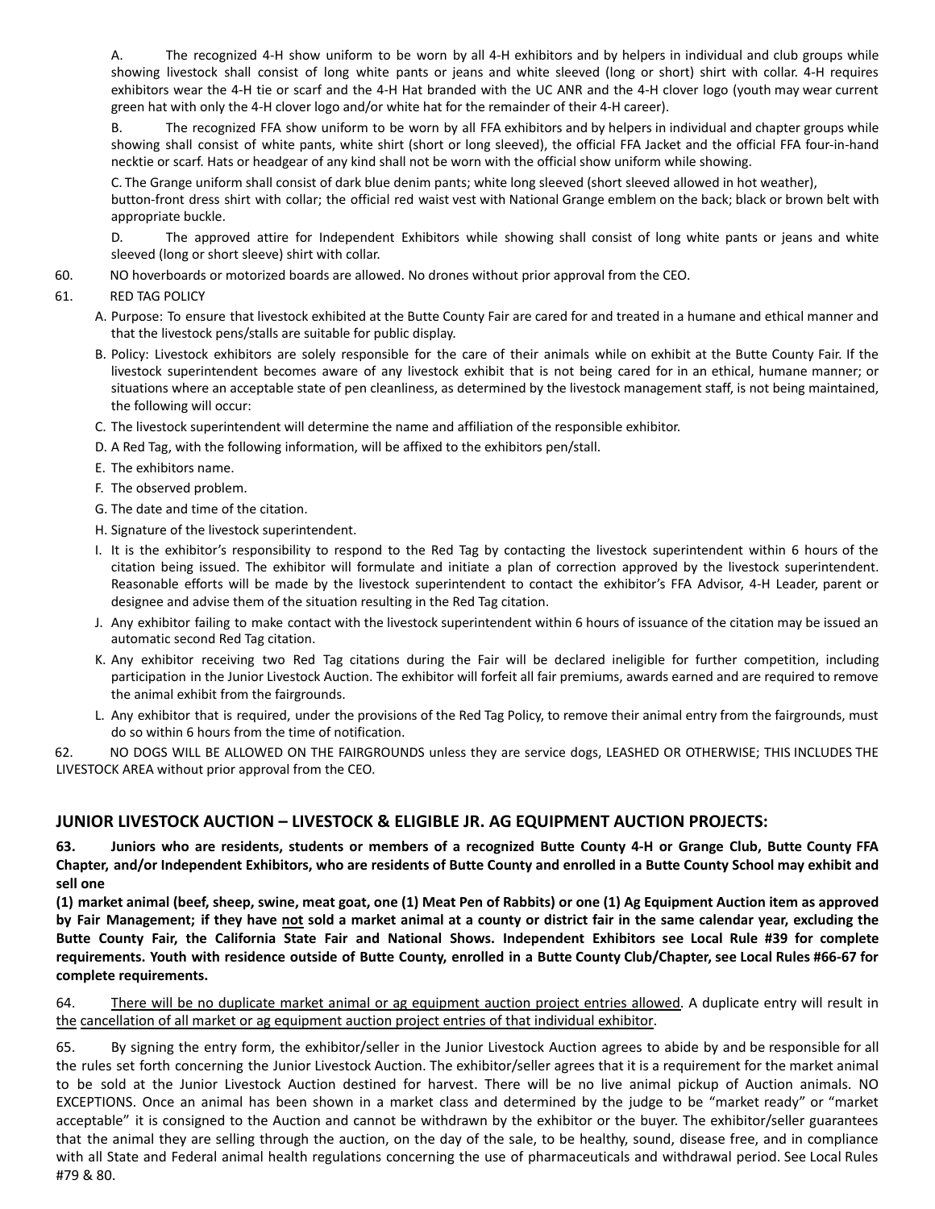A. The recognized 4-H show uniform to be worn by all 4-H exhibitors and by helpers in individual and club groups while showing livestock shall consist of long white pants or jeans and white sleeved (long or short) shirt with collar. 4-H requires exhibitors wear the 4-H tie or scarf and the 4-H Hat branded with the UC ANR and the 4-H clover logo (youth may wear current green hat with only the 4-H clover logo and/or white hat for the remainder of their 4-H career).

B. The recognized FFA show uniform to be worn by all FFA exhibitors and by helpers in individual and chapter groups while showing shall consist of white pants, white shirt (short or long sleeved), the official FFA Jacket and the official FFA four-in-hand necktie or scarf. Hats or headgear of any kind shall not be worn with the official show uniform while showing.

C. The Grange uniform shall consist of dark blue denim pants; white long sleeved (short sleeved allowed in hot weather), button-front dress shirt with collar; the official red waist vest with National Grange emblem on the back; black or brown belt with appropriate buckle.

D. The approved attire for Independent Exhibitors while showing shall consist of long white pants or jeans and white sleeved (long or short sleeve) shirt with collar.

60. NO hoverboards or motorized boards are allowed. No drones without prior approval from the CEO.

61. RED TAG POLICY

A. Purpose: To ensure that livestock exhibited at the Butte County Fair are cared for and treated in a humane and ethical manner and that the livestock pens/stalls are suitable for public display.

B. Policy: Livestock exhibitors are solely responsible for the care of their animals while on exhibit at the Butte County Fair. If the livestock superintendent becomes aware of any livestock exhibit that is not being cared for in an ethical, humane manner; or situations where an acceptable state of pen cleanliness, as determined by the livestock management staff, is not being maintained, the following will occur:

C. The livestock superintendent will determine the name and affiliation of the responsible exhibitor.

D. A Red Tag, with the following information, will be affixed to the exhibitors pen/stall.

E. The exhibitors name.

F. The observed problem.

G. The date and time of the citation.

H. Signature of the livestock superintendent.

I. It is the exhibitor's responsibility to respond to the Red Tag by contacting the livestock superintendent within 6 hours of the citation being issued. The exhibitor will formulate and initiate a plan of correction approved by the livestock superintendent. Reasonable efforts will be made by the livestock superintendent to contact the exhibitor's FFA Advisor, 4-H Leader, parent or designee and advise them of the situation resulting in the Red Tag citation.

J. Any exhibitor failing to make contact with the livestock superintendent within 6 hours of issuance of the citation may be issued an automatic second Red Tag citation.

K. Any exhibitor receiving two Red Tag citations during the Fair will be declared ineligible for further competition, including participation in the Junior Livestock Auction. The exhibitor will forfeit all fair premiums, awards earned and are required to remove the animal exhibit from the fairgrounds.

L. Any exhibitor that is required, under the provisions of the Red Tag Policy, to remove their animal entry from the fairgrounds, must do so within 6 hours from the time of notification.

62. NO DOGS WILL BE ALLOWED ON THE FAIRGROUNDS unless they are service dogs, LEASHED OR OTHERWISE; THIS INCLUDES THE LIVESTOCK AREA without prior approval from the CEO.

## JUNIOR LIVESTOCK AUCTION – LIVESTOCK & ELIGIBLE JR. AG EQUIPMENT AUCTION PROJECTS:

**63. Juniors who are residents, students or members of a recognized Butte County 4-H or Grange Club, Butte County FFA Chapter, and/or Independent Exhibitors, who are residents of Butte County and enrolled in a Butte County School may exhibit and sell one**

**(1) market animal (beef, sheep, swine, meat goat, one (1) Meat Pen of Rabbits) or one (1) Ag Equipment Auction item as approved by Fair Management; if they have <u>not</u> sold a market animal at a county or district fair in the same calendar year, excluding the Butte County Fair, the California State Fair and National Shows. Independent Exhibitors see Local Rule #39 for complete requirements. Youth with residence outside of Butte County, enrolled in a Butte County Club/Chapter, see Local Rules #66-67 for complete requirements.**

64. <u>There will be no duplicate market animal or ag equipment auction project entries allowed</u>. A duplicate entry will result in <u>the cancellation of all market or ag equipment auction project entries of that individual exhibitor</u>.

65. By signing the entry form, the exhibitor/seller in the Junior Livestock Auction agrees to abide by and be responsible for all the rules set forth concerning the Junior Livestock Auction. The exhibitor/seller agrees that it is a requirement for the market animal to be sold at the Junior Livestock Auction destined for harvest. There will be no live animal pickup of Auction animals. NO EXCEPTIONS. Once an animal has been shown in a market class and determined by the judge to be "market ready" or "market acceptable" it is consigned to the Auction and cannot be withdrawn by the exhibitor or the buyer. The exhibitor/seller guarantees that the animal they are selling through the auction, on the day of the sale, to be healthy, sound, disease free, and in compliance with all State and Federal animal health regulations concerning the use of pharmaceuticals and withdrawal period. See Local Rules #79 & 80.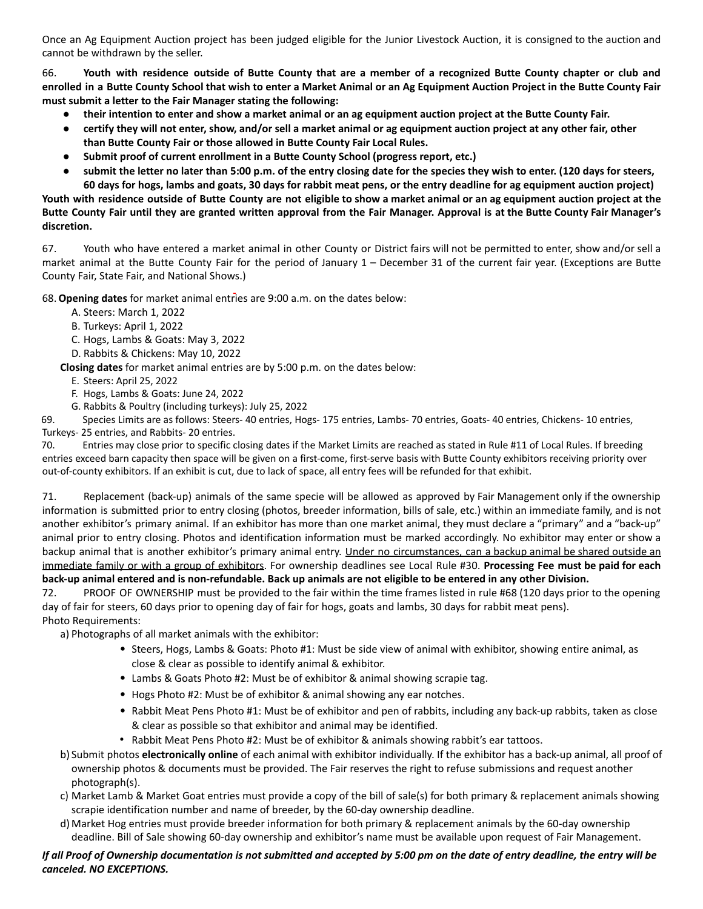Once an Ag Equipment Auction project has been judged eligible for the Junior Livestock Auction, it is consigned to the auction and cannot be withdrawn by the seller.

66. **Youth with residence outside of Butte County that are a member of a recognized Butte County chapter or club and enrolled in a Butte County School that wish to enter a Market Animal or an Ag Equipment Auction Project in the Butte County Fair must submit a letter to the Fair Manager stating the following:**

- **their intention to enter and show a market animal or an ag equipment auction project at the Butte County Fair.**
- **certify they will not enter, show, and/or sell a market animal or ag equipment auction project at any other fair, other than Butte County Fair or those allowed in Butte County Fair Local Rules.**
- **Submit proof of current enrollment in a Butte County School (progress report, etc.)**
- **submit the letter no later than 5:00 p.m. of the entry closing date for the species they wish to enter. (120 days for steers, 60 days for hogs, lambs and goats, 30 days for rabbit meat pens, or the entry deadline for ag equipment auction project)**

**Youth with residence outside of Butte County are not eligible to show a market animal or an ag equipment auction project at the Butte County Fair until they are granted written approval from the Fair Manager. Approval is at the Butte County Fair Manager's discretion.**

67. Youth who have entered a market animal in other County or District fairs will not be permitted to enter, show and/or sell a market animal at the Butte County Fair for the period of January 1 – December 31 of the current fair year. (Exceptions are Butte County Fair, State Fair, and National Shows.)

68. **Opening dates** for market animal entries are 9:00 a.m. on the dates below:

A. Steers: March 1, 2022
B. Turkeys: April 1, 2022
C. Hogs, Lambs & Goats: May 3, 2022
D. Rabbits & Chickens: May 10, 2022

**Closing dates** for market animal entries are by 5:00 p.m. on the dates below:

E. Steers: April 25, 2022
F. Hogs, Lambs & Goats: June 24, 2022
G. Rabbits & Poultry (including turkeys): July 25, 2022

69. Species Limits are as follows: Steers- 40 entries, Hogs- 175 entries, Lambs- 70 entries, Goats- 40 entries, Chickens- 10 entries, Turkeys- 25 entries, and Rabbits- 20 entries.

70. Entries may close prior to specific closing dates if the Market Limits are reached as stated in Rule #11 of Local Rules. If breeding entries exceed barn capacity then space will be given on a first-come, first-serve basis with Butte County exhibitors receiving priority over out-of-county exhibitors. If an exhibit is cut, due to lack of space, all entry fees will be refunded for that exhibit.

71. Replacement (back-up) animals of the same specie will be allowed as approved by Fair Management only if the ownership information is submitted prior to entry closing (photos, breeder information, bills of sale, etc.) within an immediate family, and is not another exhibitor's primary animal. If an exhibitor has more than one market animal, they must declare a "primary" and a "back-up" animal prior to entry closing. Photos and identification information must be marked accordingly. No exhibitor may enter or show a backup animal that is another exhibitor's primary animal entry. <u>Under no circumstances, can a backup animal be shared outside an immediate family or with a group of exhibitors</u>. For ownership deadlines see Local Rule #30. **Processing Fee must be paid for each back-up animal entered and is non-refundable. Back up animals are not eligible to be entered in any other Division.**

72. PROOF OF OWNERSHIP must be provided to the fair within the time frames listed in rule #68 (120 days prior to the opening day of fair for steers, 60 days prior to opening day of fair for hogs, goats and lambs, 30 days for rabbit meat pens).

Photo Requirements:

a) Photographs of all market animals with the exhibitor:
   - Steers, Hogs, Lambs & Goats: Photo #1: Must be side view of animal with exhibitor, showing entire animal, as close & clear as possible to identify animal & exhibitor.
   - Lambs & Goats Photo #2: Must be of exhibitor & animal showing scrapie tag.
   - Hogs Photo #2: Must be of exhibitor & animal showing any ear notches.
   - Rabbit Meat Pens Photo #1: Must be of exhibitor and pen of rabbits, including any back-up rabbits, taken as close & clear as possible so that exhibitor and animal may be identified.
   - Rabbit Meat Pens Photo #2: Must be of exhibitor & animals showing rabbit's ear tattoos.

b) Submit photos **electronically online** of each animal with exhibitor individually. If the exhibitor has a back-up animal, all proof of ownership photos & documents must be provided. The Fair reserves the right to refuse submissions and request another photograph(s).

c) Market Lamb & Market Goat entries must provide a copy of the bill of sale(s) for both primary & replacement animals showing scrapie identification number and name of breeder, by the 60-day ownership deadline.

d) Market Hog entries must provide breeder information for both primary & replacement animals by the 60-day ownership deadline. Bill of Sale showing 60-day ownership and exhibitor's name must be available upon request of Fair Management.

***If all Proof of Ownership documentation is not submitted and accepted by 5:00 pm on the date of entry deadline, the entry will be canceled. NO EXCEPTIONS.***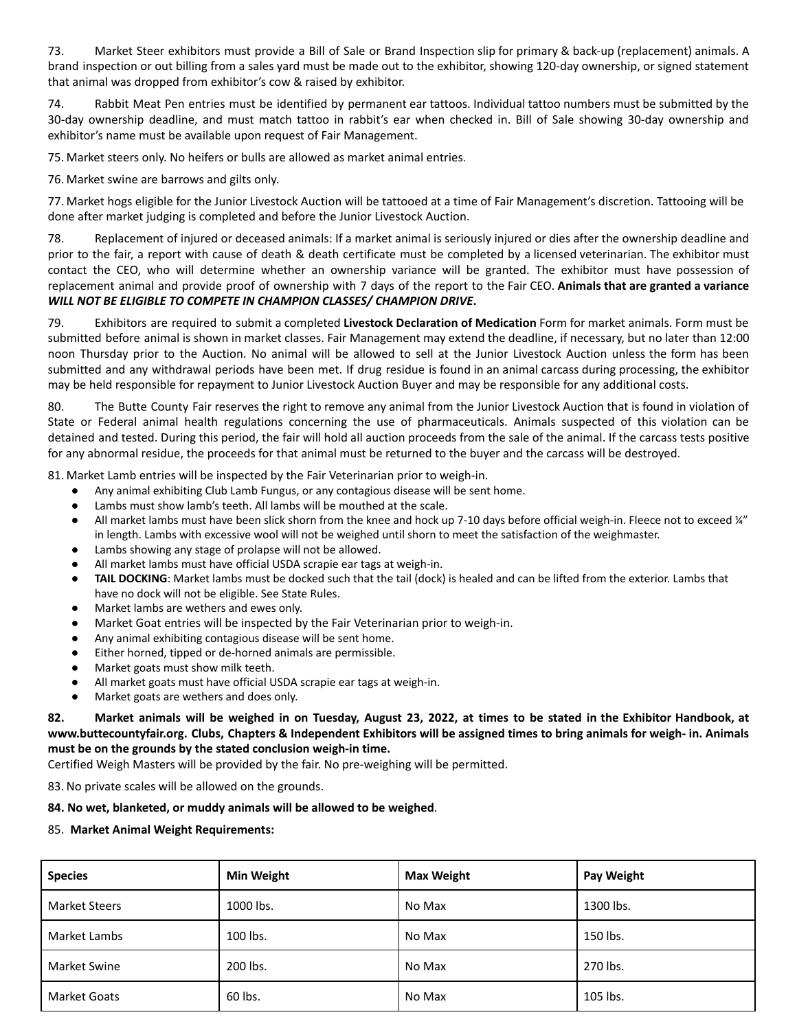73. Market Steer exhibitors must provide a Bill of Sale or Brand Inspection slip for primary & back-up (replacement) animals. A brand inspection or out billing from a sales yard must be made out to the exhibitor, showing 120-day ownership, or signed statement that animal was dropped from exhibitor's cow & raised by exhibitor.

74. Rabbit Meat Pen entries must be identified by permanent ear tattoos. Individual tattoo numbers must be submitted by the 30-day ownership deadline, and must match tattoo in rabbit's ear when checked in. Bill of Sale showing 30-day ownership and exhibitor's name must be available upon request of Fair Management.

75. Market steers only. No heifers or bulls are allowed as market animal entries.

76. Market swine are barrows and gilts only.

77. Market hogs eligible for the Junior Livestock Auction will be tattooed at a time of Fair Management's discretion. Tattooing will be done after market judging is completed and before the Junior Livestock Auction.

78. Replacement of injured or deceased animals: If a market animal is seriously injured or dies after the ownership deadline and prior to the fair, a report with cause of death & death certificate must be completed by a licensed veterinarian. The exhibitor must contact the CEO, who will determine whether an ownership variance will be granted. The exhibitor must have possession of replacement animal and provide proof of ownership with 7 days of the report to the Fair CEO. **Animals that are granted a variance *WILL NOT BE ELIGIBLE TO COMPETE IN CHAMPION CLASSES/ CHAMPION DRIVE*.**

79. Exhibitors are required to submit a completed **Livestock Declaration of Medication** Form for market animals. Form must be submitted before animal is shown in market classes. Fair Management may extend the deadline, if necessary, but no later than 12:00 noon Thursday prior to the Auction. No animal will be allowed to sell at the Junior Livestock Auction unless the form has been submitted and any withdrawal periods have been met. If drug residue is found in an animal carcass during processing, the exhibitor may be held responsible for repayment to Junior Livestock Auction Buyer and may be responsible for any additional costs.

80. The Butte County Fair reserves the right to remove any animal from the Junior Livestock Auction that is found in violation of State or Federal animal health regulations concerning the use of pharmaceuticals. Animals suspected of this violation can be detained and tested. During this period, the fair will hold all auction proceeds from the sale of the animal. If the carcass tests positive for any abnormal residue, the proceeds for that animal must be returned to the buyer and the carcass will be destroyed.

81. Market Lamb entries will be inspected by the Fair Veterinarian prior to weigh-in.

- Any animal exhibiting Club Lamb Fungus, or any contagious disease will be sent home.
- Lambs must show lamb's teeth. All lambs will be mouthed at the scale.
- All market lambs must have been slick shorn from the knee and hock up 7-10 days before official weigh-in. Fleece not to exceed ¼" in length. Lambs with excessive wool will not be weighed until shorn to meet the satisfaction of the weighmaster.
- Lambs showing any stage of prolapse will not be allowed.
- All market lambs must have official USDA scrapie ear tags at weigh-in.
- **TAIL DOCKING**: Market lambs must be docked such that the tail (dock) is healed and can be lifted from the exterior. Lambs that have no dock will not be eligible. See State Rules.
- Market lambs are wethers and ewes only.
- Market Goat entries will be inspected by the Fair Veterinarian prior to weigh-in.
- Any animal exhibiting contagious disease will be sent home.
- Either horned, tipped or de-horned animals are permissible.
- Market goats must show milk teeth.
- All market goats must have official USDA scrapie ear tags at weigh-in.
- Market goats are wethers and does only.

**82. Market animals will be weighed in on Tuesday, August 23, 2022, at times to be stated in the Exhibitor Handbook, at www.buttecountyfair.org. Clubs, Chapters & Independent Exhibitors will be assigned times to bring animals for weigh- in. Animals must be on the grounds by the stated conclusion weigh-in time.**

Certified Weigh Masters will be provided by the fair. No pre-weighing will be permitted.

83. No private scales will be allowed on the grounds.

**84. No wet, blanketed, or muddy animals will be allowed to be weighed**.

85. **Market Animal Weight Requirements:**

| Species | Min Weight | Max Weight | Pay Weight |
|---|---|---|---|
| Market Steers | 1000 lbs. | No Max | 1300 lbs. |
| Market Lambs | 100 lbs. | No Max | 150 lbs. |
| Market Swine | 200 lbs. | No Max | 270 lbs. |
| Market Goats | 60 lbs. | No Max | 105 lbs. |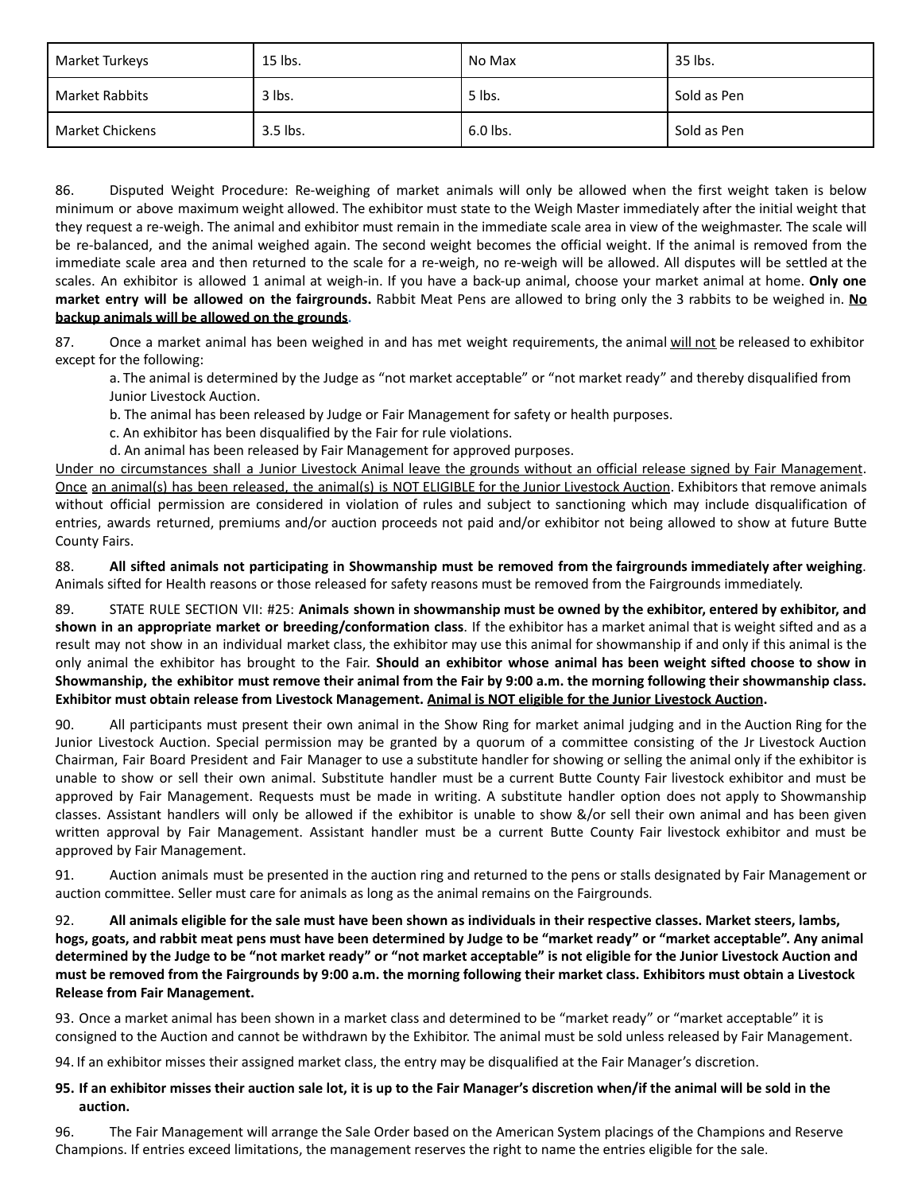| Market Turkeys | 15 lbs. | No Max | 35 lbs. |
|---|---|---|---|
| Market Rabbits | 3 lbs. | 5 lbs. | Sold as Pen |
| Market Chickens | 3.5 lbs. | 6.0 lbs. | Sold as Pen |

86. Disputed Weight Procedure: Re-weighing of market animals will only be allowed when the first weight taken is below minimum or above maximum weight allowed. The exhibitor must state to the Weigh Master immediately after the initial weight that they request a re-weigh. The animal and exhibitor must remain in the immediate scale area in view of the weighmaster. The scale will be re-balanced, and the animal weighed again. The second weight becomes the official weight. If the animal is removed from the immediate scale area and then returned to the scale for a re-weigh, no re-weigh will be allowed. All disputes will be settled at the scales. An exhibitor is allowed 1 animal at weigh-in. If you have a back-up animal, choose your market animal at home. **Only one market entry will be allowed on the fairgrounds.** Rabbit Meat Pens are allowed to bring only the 3 rabbits to be weighed in. **No backup animals will be allowed on the grounds**.

87. Once a market animal has been weighed in and has met weight requirements, the animal will not be released to exhibitor except for the following:

a. The animal is determined by the Judge as "not market acceptable" or "not market ready" and thereby disqualified from Junior Livestock Auction.

b. The animal has been released by Judge or Fair Management for safety or health purposes.

c. An exhibitor has been disqualified by the Fair for rule violations.

d. An animal has been released by Fair Management for approved purposes.

Under no circumstances shall a Junior Livestock Animal leave the grounds without an official release signed by Fair Management. Once an animal(s) has been released, the animal(s) is NOT ELIGIBLE for the Junior Livestock Auction. Exhibitors that remove animals without official permission are considered in violation of rules and subject to sanctioning which may include disqualification of entries, awards returned, premiums and/or auction proceeds not paid and/or exhibitor not being allowed to show at future Butte County Fairs.

88. **All sifted animals not participating in Showmanship must be removed from the fairgrounds immediately after weighing**. Animals sifted for Health reasons or those released for safety reasons must be removed from the Fairgrounds immediately.

89. STATE RULE SECTION VII: #25: **Animals shown in showmanship must be owned by the exhibitor, entered by exhibitor, and shown in an appropriate market or breeding/conformation class**. If the exhibitor has a market animal that is weight sifted and as a result may not show in an individual market class, the exhibitor may use this animal for showmanship if and only if this animal is the only animal the exhibitor has brought to the Fair. **Should an exhibitor whose animal has been weight sifted choose to show in Showmanship, the exhibitor must remove their animal from the Fair by 9:00 a.m. the morning following their showmanship class. Exhibitor must obtain release from Livestock Management. Animal is NOT eligible for the Junior Livestock Auction.**

90. All participants must present their own animal in the Show Ring for market animal judging and in the Auction Ring for the Junior Livestock Auction. Special permission may be granted by a quorum of a committee consisting of the Jr Livestock Auction Chairman, Fair Board President and Fair Manager to use a substitute handler for showing or selling the animal only if the exhibitor is unable to show or sell their own animal. Substitute handler must be a current Butte County Fair livestock exhibitor and must be approved by Fair Management. Requests must be made in writing. A substitute handler option does not apply to Showmanship classes. Assistant handlers will only be allowed if the exhibitor is unable to show &/or sell their own animal and has been given written approval by Fair Management. Assistant handler must be a current Butte County Fair livestock exhibitor and must be approved by Fair Management.

91. Auction animals must be presented in the auction ring and returned to the pens or stalls designated by Fair Management or auction committee. Seller must care for animals as long as the animal remains on the Fairgrounds.

92. **All animals eligible for the sale must have been shown as individuals in their respective classes. Market steers, lambs, hogs, goats, and rabbit meat pens must have been determined by Judge to be "market ready" or "market acceptable". Any animal determined by the Judge to be "not market ready" or "not market acceptable" is not eligible for the Junior Livestock Auction and must be removed from the Fairgrounds by 9:00 a.m. the morning following their market class. Exhibitors must obtain a Livestock Release from Fair Management.**

93. Once a market animal has been shown in a market class and determined to be "market ready" or "market acceptable" it is consigned to the Auction and cannot be withdrawn by the Exhibitor. The animal must be sold unless released by Fair Management.

94. If an exhibitor misses their assigned market class, the entry may be disqualified at the Fair Manager's discretion.

95. **If an exhibitor misses their auction sale lot, it is up to the Fair Manager's discretion when/if the animal will be sold in the auction.**

96. The Fair Management will arrange the Sale Order based on the American System placings of the Champions and Reserve Champions. If entries exceed limitations, the management reserves the right to name the entries eligible for the sale.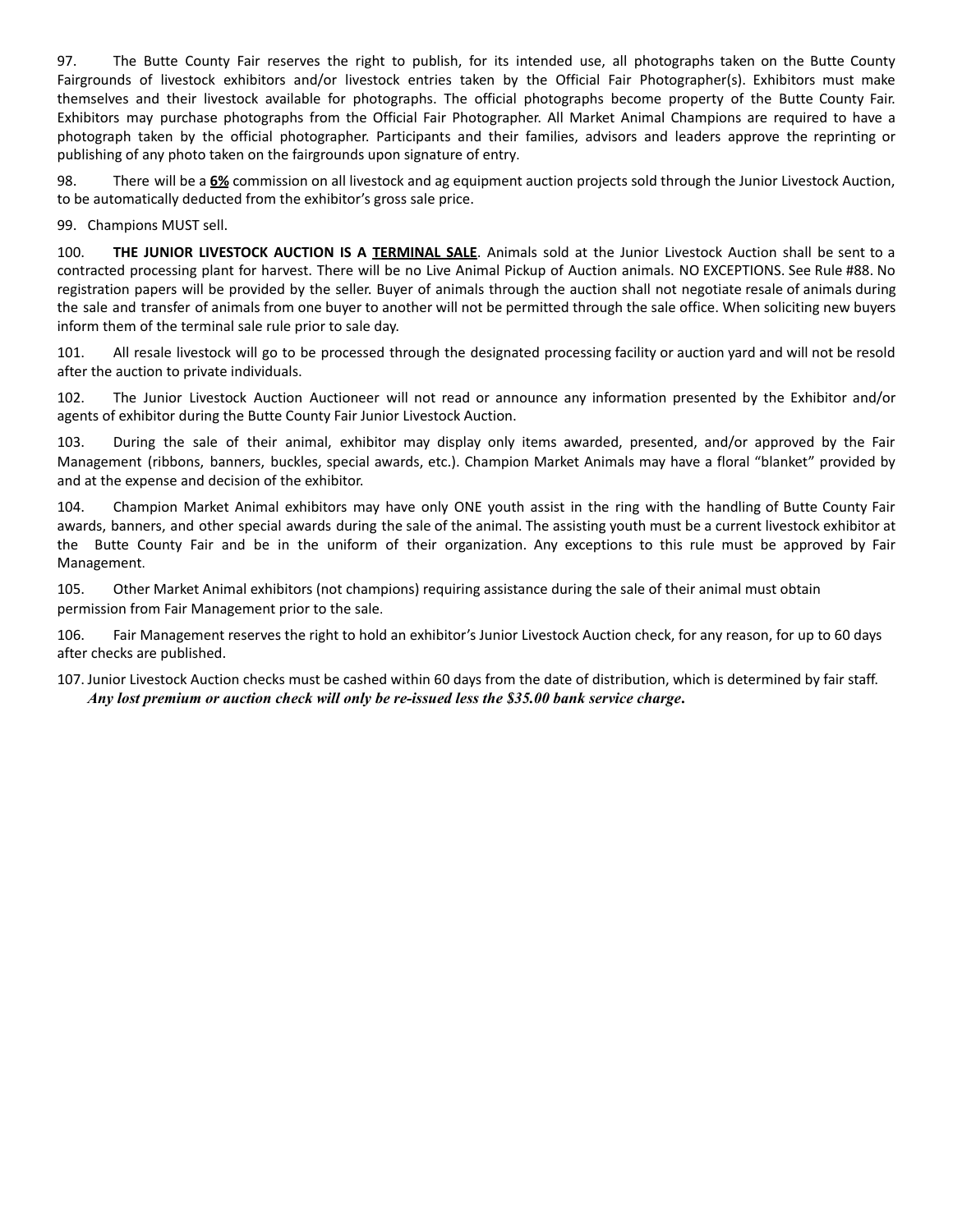97. The Butte County Fair reserves the right to publish, for its intended use, all photographs taken on the Butte County Fairgrounds of livestock exhibitors and/or livestock entries taken by the Official Fair Photographer(s). Exhibitors must make themselves and their livestock available for photographs. The official photographs become property of the Butte County Fair. Exhibitors may purchase photographs from the Official Fair Photographer. All Market Animal Champions are required to have a photograph taken by the official photographer. Participants and their families, advisors and leaders approve the reprinting or publishing of any photo taken on the fairgrounds upon signature of entry.

98. There will be a **6%** commission on all livestock and ag equipment auction projects sold through the Junior Livestock Auction, to be automatically deducted from the exhibitor's gross sale price.

99. Champions MUST sell.

100. **THE JUNIOR LIVESTOCK AUCTION IS A TERMINAL SALE**. Animals sold at the Junior Livestock Auction shall be sent to a contracted processing plant for harvest. There will be no Live Animal Pickup of Auction animals. NO EXCEPTIONS. See Rule #88. No registration papers will be provided by the seller. Buyer of animals through the auction shall not negotiate resale of animals during the sale and transfer of animals from one buyer to another will not be permitted through the sale office. When soliciting new buyers inform them of the terminal sale rule prior to sale day.

101. All resale livestock will go to be processed through the designated processing facility or auction yard and will not be resold after the auction to private individuals.

102. The Junior Livestock Auction Auctioneer will not read or announce any information presented by the Exhibitor and/or agents of exhibitor during the Butte County Fair Junior Livestock Auction.

103. During the sale of their animal, exhibitor may display only items awarded, presented, and/or approved by the Fair Management (ribbons, banners, buckles, special awards, etc.). Champion Market Animals may have a floral "blanket" provided by and at the expense and decision of the exhibitor.

104. Champion Market Animal exhibitors may have only ONE youth assist in the ring with the handling of Butte County Fair awards, banners, and other special awards during the sale of the animal. The assisting youth must be a current livestock exhibitor at the Butte County Fair and be in the uniform of their organization. Any exceptions to this rule must be approved by Fair Management.

105. Other Market Animal exhibitors (not champions) requiring assistance during the sale of their animal must obtain permission from Fair Management prior to the sale.

106. Fair Management reserves the right to hold an exhibitor's Junior Livestock Auction check, for any reason, for up to 60 days after checks are published.

107. Junior Livestock Auction checks must be cashed within 60 days from the date of distribution, which is determined by fair staff. ***Any lost premium or auction check will only be re-issued less the $35.00 bank service charge.***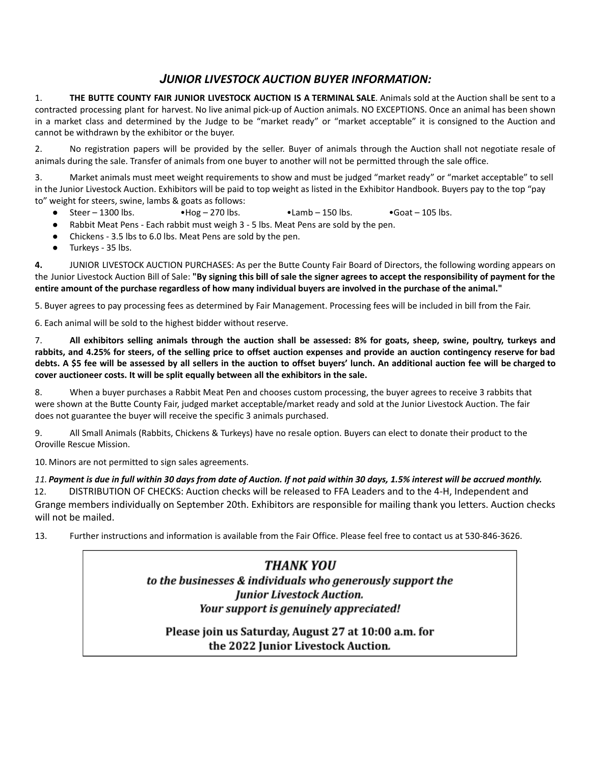## *JUNIOR LIVESTOCK AUCTION BUYER INFORMATION:*

1. **THE BUTTE COUNTY FAIR JUNIOR LIVESTOCK AUCTION IS A TERMINAL SALE**. Animals sold at the Auction shall be sent to a contracted processing plant for harvest. No live animal pick-up of Auction animals. NO EXCEPTIONS. Once an animal has been shown in a market class and determined by the Judge to be "market ready" or "market acceptable" it is consigned to the Auction and cannot be withdrawn by the exhibitor or the buyer.

2. No registration papers will be provided by the seller. Buyer of animals through the Auction shall not negotiate resale of animals during the sale. Transfer of animals from one buyer to another will not be permitted through the sale office.

3. Market animals must meet weight requirements to show and must be judged "market ready" or "market acceptable" to sell in the Junior Livestock Auction. Exhibitors will be paid to top weight as listed in the Exhibitor Handbook. Buyers pay to the top "pay to" weight for steers, swine, lambs & goats as follows:
   - Steer – 1300 lbs. •Hog – 270 lbs. •Lamb – 150 lbs. •Goat – 105 lbs.
   - Rabbit Meat Pens - Each rabbit must weigh 3 - 5 lbs. Meat Pens are sold by the pen.
   - Chickens - 3.5 lbs to 6.0 lbs. Meat Pens are sold by the pen.
   - Turkeys - 35 lbs.

**4.** JUNIOR LIVESTOCK AUCTION PURCHASES: As per the Butte County Fair Board of Directors, the following wording appears on the Junior Livestock Auction Bill of Sale: **"By signing this bill of sale the signer agrees to accept the responsibility of payment for the entire amount of the purchase regardless of how many individual buyers are involved in the purchase of the animal."**

5. Buyer agrees to pay processing fees as determined by Fair Management. Processing fees will be included in bill from the Fair.

6. Each animal will be sold to the highest bidder without reserve.

7. **All exhibitors selling animals through the auction shall be assessed: 8% for goats, sheep, swine, poultry, turkeys and rabbits, and 4.25% for steers, of the selling price to offset auction expenses and provide an auction contingency reserve for bad debts. A $5 fee will be assessed by all sellers in the auction to offset buyers' lunch. An additional auction fee will be charged to cover auctioneer costs. It will be split equally between all the exhibitors in the sale.**

8. When a buyer purchases a Rabbit Meat Pen and chooses custom processing, the buyer agrees to receive 3 rabbits that were shown at the Butte County Fair, judged market acceptable/market ready and sold at the Junior Livestock Auction. The fair does not guarantee the buyer will receive the specific 3 animals purchased.

9. All Small Animals (Rabbits, Chickens & Turkeys) have no resale option. Buyers can elect to donate their product to the Oroville Rescue Mission.

10. Minors are not permitted to sign sales agreements.

*11. **Payment is due in full within 30 days from date of Auction. If not paid within 30 days, 1.5% interest will be accrued monthly.***

12. DISTRIBUTION OF CHECKS: Auction checks will be released to FFA Leaders and to the 4-H, Independent and Grange members individually on September 20th. Exhibitors are responsible for mailing thank you letters. Auction checks will not be mailed.

13. Further instructions and information is available from the Fair Office. Please feel free to contact us at 530-846-3626.

***THANK YOU***

***to the businesses & individuals who generously support the Junior Livestock Auction.***

***Your support is genuinely appreciated!***

**Please join us Saturday, August 27 at 10:00 a.m. for the 2022 Junior Livestock Auction.**